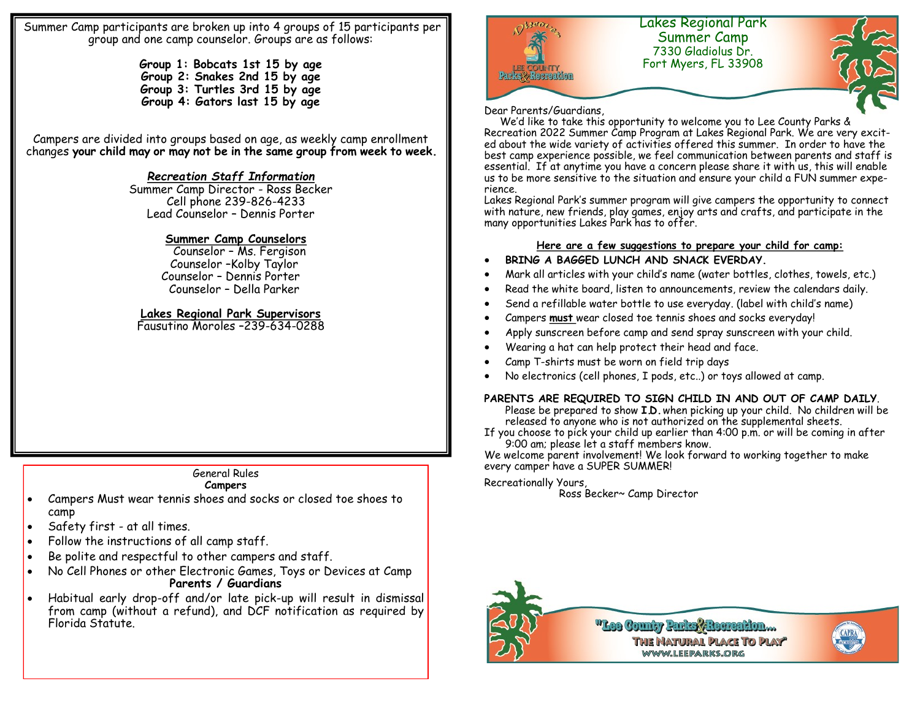Summer Camp participants are broken up into 4 groups of 15 participants per group and one camp counselor. Groups are as follows:

**Group 1: Bobcats 1st 15 by age**
**Group 2: Snakes 2nd 15 by age**
**Group 3: Turtles 3rd 15 by age**
**Group 4: Gators last 15 by age**

Campers are divided into groups based on age, as weekly camp enrollment changes **your child may or may not be in the same group from week to week.**

***Recreation Staff Information***

Summer Camp Director - Ross Becker
Cell phone 239-826-4233
Lead Counselor – Dennis Porter

**Summer Camp Counselors**

Counselor – Ms. Fergison
Counselor –Kolby Taylor
Counselor – Dennis Porter
Counselor – Della Parker

**Lakes Regional Park Supervisors**

Fausutino Moroles –239-634-0288

General Rules

**Campers**

- Campers Must wear tennis shoes and socks or closed toe shoes to camp
- Safety first - at all times.
- Follow the instructions of all camp staff.
- Be polite and respectful to other campers and staff.
- No Cell Phones or other Electronic Games, Toys or Devices at Camp

**Parents / Guardians**

- Habitual early drop-off and/or late pick-up will result in dismissal from camp (without a refund), and DCF notification as required by Florida Statute.

Discover Lee County Parks & Recreation

# Lakes Regional Park Summer Camp

7330 Gladiolus Dr.
Fort Myers, FL 33908

Dear Parents/Guardians,

We'd like to take this opportunity to welcome you to Lee County Parks & Recreation 2022 Summer Camp Program at Lakes Regional Park. We are very excited about the wide variety of activities offered this summer. In order to have the best camp experience possible, we feel communication between parents and staff is essential. If at anytime you have a concern please share it with us, this will enable us to be more sensitive to the situation and ensure your child a FUN summer experience.

Lakes Regional Park's summer program will give campers the opportunity to connect with nature, new friends, play games, enjoy arts and crafts, and participate in the many opportunities Lakes Park has to offer.

**Here are a few suggestions to prepare your child for camp:**

- **BRING A BAGGED LUNCH AND SNACK EVERDAY.**
- Mark all articles with your child's name (water bottles, clothes, towels, etc.)
- Read the white board, listen to announcements, review the calendars daily.
- Send a refillable water bottle to use everyday. (label with child's name)
- Campers **must** wear closed toe tennis shoes and socks everyday!
- Apply sunscreen before camp and send spray sunscreen with your child.
- Wearing a hat can help protect their head and face.
- Camp T-shirts must be worn on field trip days
- No electronics (cell phones, I pods, etc..) or toys allowed at camp.

**PARENTS ARE REQUIRED TO SIGN CHILD IN AND OUT OF CAMP DAILY**.
Please be prepared to show **I.D.** when picking up your child. No children will be released to anyone who is not authorized on the supplemental sheets.

If you choose to pick your child up earlier than 4:00 p.m. or will be coming in after 9:00 am; please let a staff members know.

We welcome parent involvement! We look forward to working together to make every camper have a SUPER SUMMER!

Recreationally Yours,
Ross Becker~ Camp Director

"Lee County Parks & Recreation... The Natural Place To Play"
WWW.LEEPARKS.ORG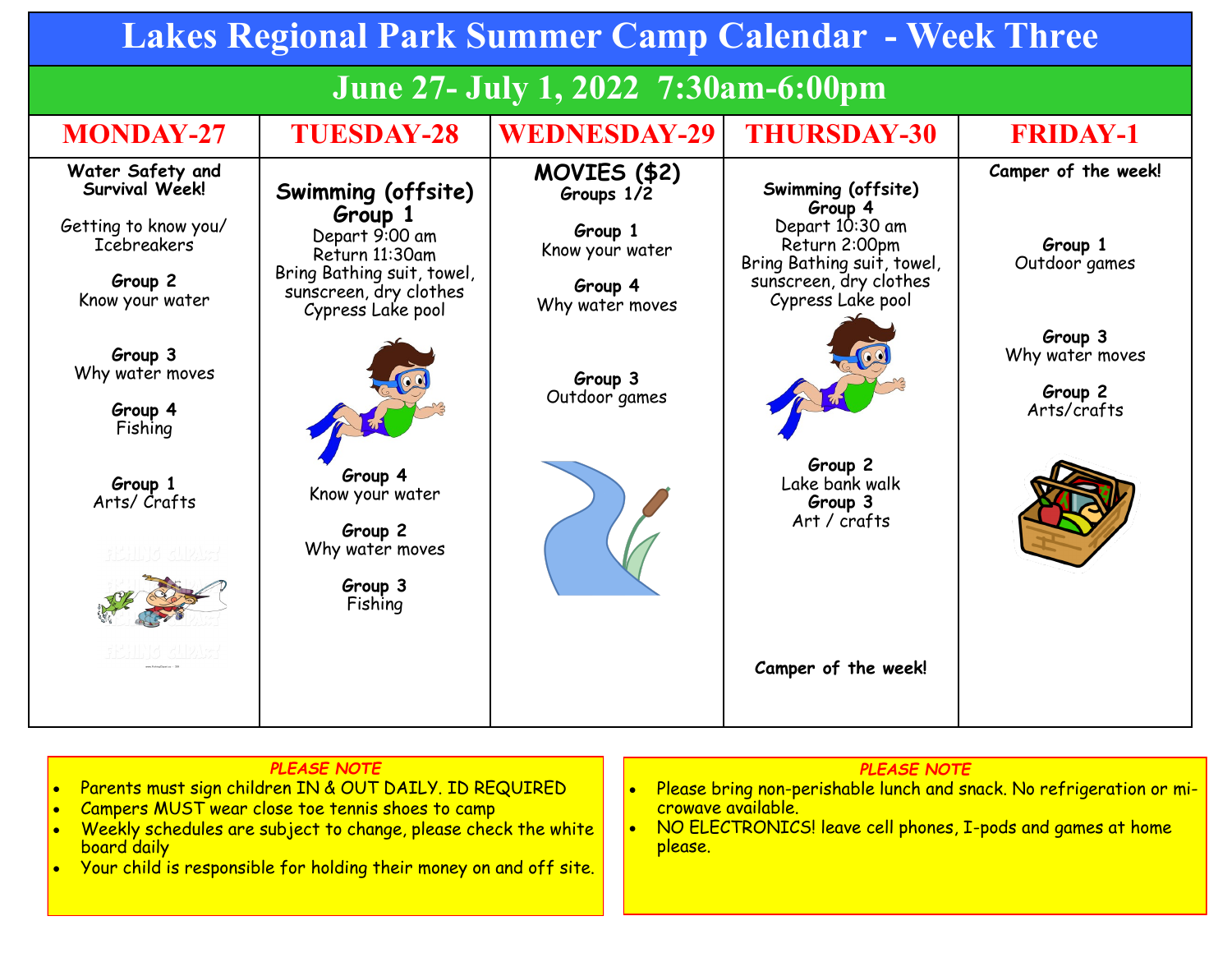# Lakes Regional Park Summer Camp Calendar - Week Three

## June 27- July 1, 2022 7:30am-6:00pm

| MONDAY-27 | TUESDAY-28 | WEDNESDAY-29 | THURSDAY-30 | FRIDAY-1 |
|---|---|---|---|---|
| **Water Safety and Survival Week!**<br><br>Getting to know you/ Icebreakers<br><br>**Group 2**<br>Know your water<br><br>**Group 3**<br>Why water moves<br><br>**Group 4**<br>Fishing<br><br>**Group 1**<br>Arts/ Crafts | **Swimming (offsite)**<br>**Group 1**<br>Depart 9:00 am<br>Return 11:30am<br>Bring Bathing suit, towel, sunscreen, dry clothes<br>Cypress Lake pool<br><br>**Group 4**<br>Know your water<br><br>**Group 2**<br>Why water moves<br><br>**Group 3**<br>Fishing | **MOVIES ($2)**<br>**Groups 1/2**<br><br>**Group 1**<br>Know your water<br><br>**Group 4**<br>Why water moves<br><br>**Group 3**<br>Outdoor games | **Swimming (offsite)**<br>**Group 4**<br>Depart 10:30 am<br>Return 2:00pm<br>Bring Bathing suit, towel, sunscreen, dry clothes<br>Cypress Lake pool<br><br>**Group 2**<br>Lake bank walk<br>**Group 3**<br>Art / crafts<br><br>**Camper of the week!** | **Camper of the week!**<br><br>**Group 1**<br>Outdoor games<br><br>**Group 3**<br>Why water moves<br><br>**Group 2**<br>Arts/crafts |

***PLEASE NOTE***

- Parents must sign children IN & OUT DAILY. ID REQUIRED
- Campers MUST wear close toe tennis shoes to camp
- Weekly schedules are subject to change, please check the white board daily
- Your child is responsible for holding their money on and off site.

***PLEASE NOTE***

- Please bring non-perishable lunch and snack. No refrigeration or microwave available.
- NO ELECTRONICS! leave cell phones, I-pods and games at home please.